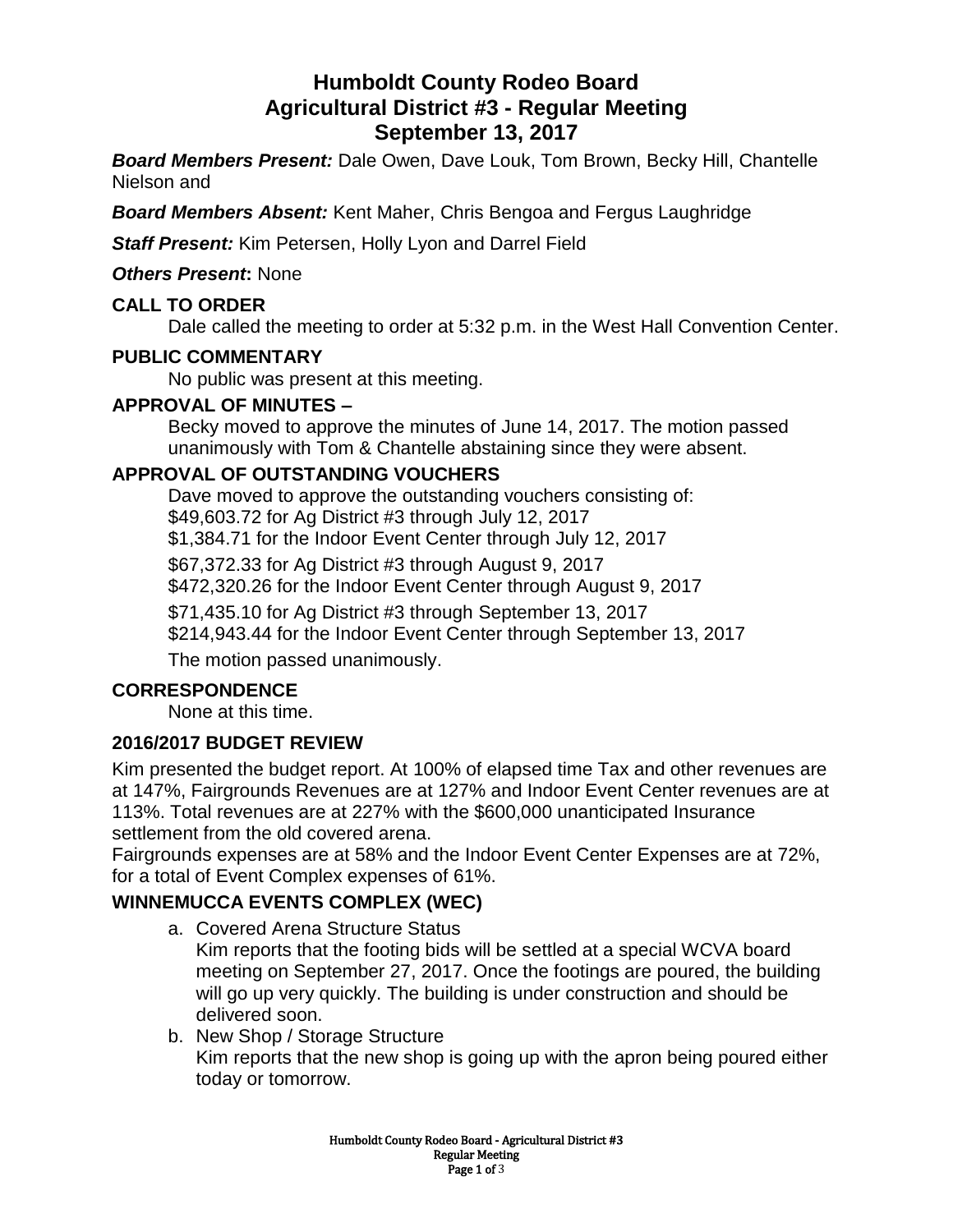# Humboldt County Rodeo Board
## Agricultural District #3 - Regular Meeting
## September 13, 2017

***Board Members Present:*** Dale Owen, Dave Louk, Tom Brown, Becky Hill, Chantelle Nielson and

***Board Members Absent:*** Kent Maher, Chris Bengoa and Fergus Laughridge

***Staff Present:*** Kim Petersen, Holly Lyon and Darrel Field

***Others Present*:** None

### CALL TO ORDER

Dale called the meeting to order at 5:32 p.m. in the West Hall Convention Center.

### PUBLIC COMMENTARY

No public was present at this meeting.

### APPROVAL OF MINUTES –

Becky moved to approve the minutes of June 14, 2017. The motion passed unanimously with Tom & Chantelle abstaining since they were absent.

### APPROVAL OF OUTSTANDING VOUCHERS

Dave moved to approve the outstanding vouchers consisting of:
$49,603.72 for Ag District #3 through July 12, 2017
$1,384.71 for the Indoor Event Center through July 12, 2017

$67,372.33 for Ag District #3 through August 9, 2017
$472,320.26 for the Indoor Event Center through August 9, 2017

$71,435.10 for Ag District #3 through September 13, 2017
$214,943.44 for the Indoor Event Center through September 13, 2017

The motion passed unanimously.

### CORRESPONDENCE

None at this time.

### 2016/2017 BUDGET REVIEW

Kim presented the budget report. At 100% of elapsed time Tax and other revenues are at 147%, Fairgrounds Revenues are at 127% and Indoor Event Center revenues are at 113%. Total revenues are at 227% with the $600,000 unanticipated Insurance settlement from the old covered arena.
Fairgrounds expenses are at 58% and the Indoor Event Center Expenses are at 72%, for a total of Event Complex expenses of 61%.

### WINNEMUCCA EVENTS COMPLEX (WEC)

a. Covered Arena Structure Status
   Kim reports that the footing bids will be settled at a special WCVA board meeting on September 27, 2017. Once the footings are poured, the building will go up very quickly. The building is under construction and should be delivered soon.
b. New Shop / Storage Structure
   Kim reports that the new shop is going up with the apron being poured either today or tomorrow.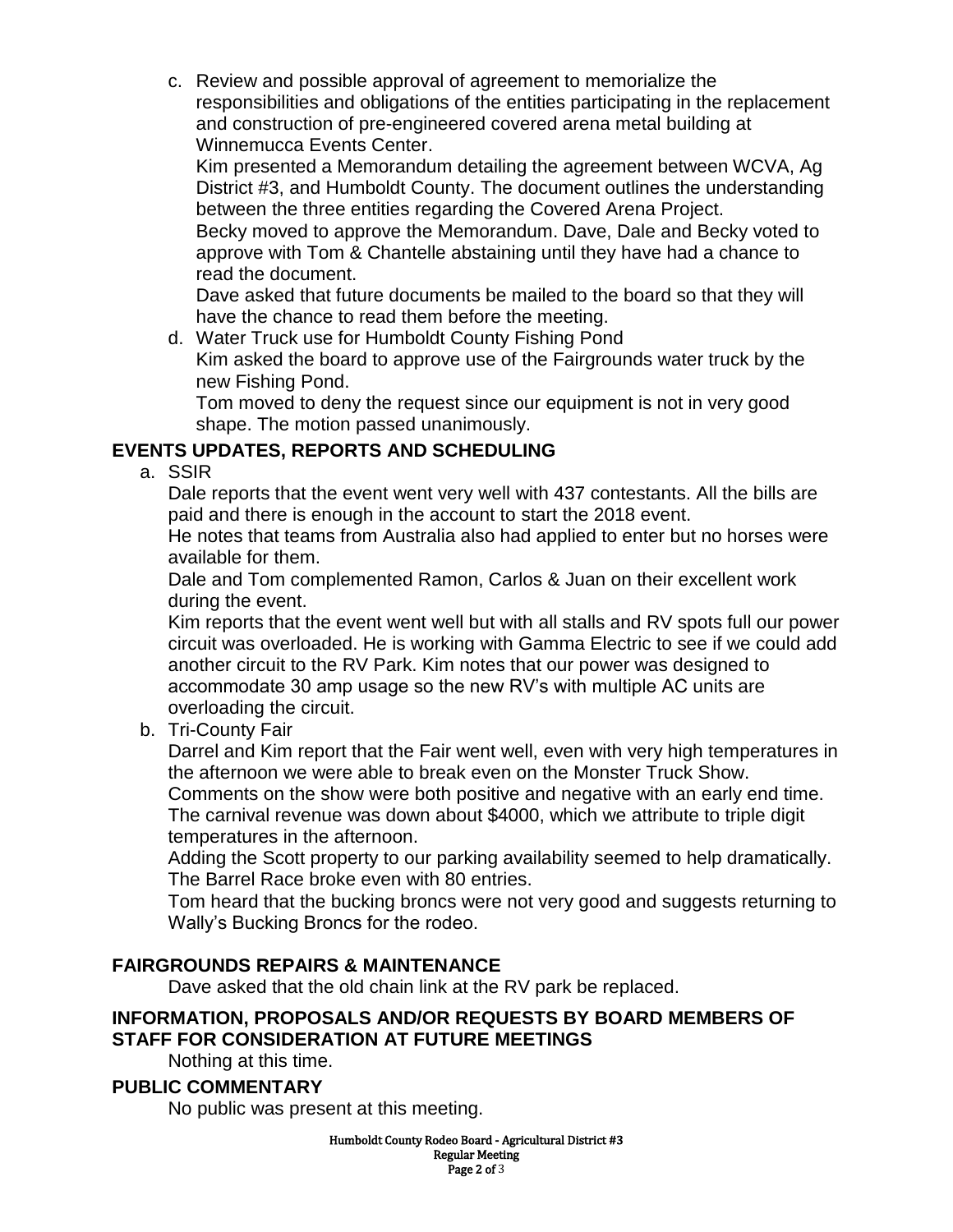c. Review and possible approval of agreement to memorialize the responsibilities and obligations of the entities participating in the replacement and construction of pre-engineered covered arena metal building at Winnemucca Events Center.

   Kim presented a Memorandum detailing the agreement between WCVA, Ag District #3, and Humboldt County. The document outlines the understanding between the three entities regarding the Covered Arena Project.

   Becky moved to approve the Memorandum. Dave, Dale and Becky voted to approve with Tom & Chantelle abstaining until they have had a chance to read the document.

   Dave asked that future documents be mailed to the board so that they will have the chance to read them before the meeting.

d. Water Truck use for Humboldt County Fishing Pond

   Kim asked the board to approve use of the Fairgrounds water truck by the new Fishing Pond.

   Tom moved to deny the request since our equipment is not in very good shape. The motion passed unanimously.

## EVENTS UPDATES, REPORTS AND SCHEDULING

a. SSIR

   Dale reports that the event went very well with 437 contestants. All the bills are paid and there is enough in the account to start the 2018 event.

   He notes that teams from Australia also had applied to enter but no horses were available for them.

   Dale and Tom complemented Ramon, Carlos & Juan on their excellent work during the event.

   Kim reports that the event went well but with all stalls and RV spots full our power circuit was overloaded. He is working with Gamma Electric to see if we could add another circuit to the RV Park. Kim notes that our power was designed to accommodate 30 amp usage so the new RV's with multiple AC units are overloading the circuit.

b. Tri-County Fair

   Darrel and Kim report that the Fair went well, even with very high temperatures in the afternoon we were able to break even on the Monster Truck Show. Comments on the show were both positive and negative with an early end time. The carnival revenue was down about $4000, which we attribute to triple digit temperatures in the afternoon.

   Adding the Scott property to our parking availability seemed to help dramatically. The Barrel Race broke even with 80 entries.

   Tom heard that the bucking broncs were not very good and suggests returning to Wally's Bucking Broncs for the rodeo.

## FAIRGROUNDS REPAIRS & MAINTENANCE

Dave asked that the old chain link at the RV park be replaced.

## INFORMATION, PROPOSALS AND/OR REQUESTS BY BOARD MEMBERS OF STAFF FOR CONSIDERATION AT FUTURE MEETINGS

Nothing at this time.

## PUBLIC COMMENTARY

No public was present at this meeting.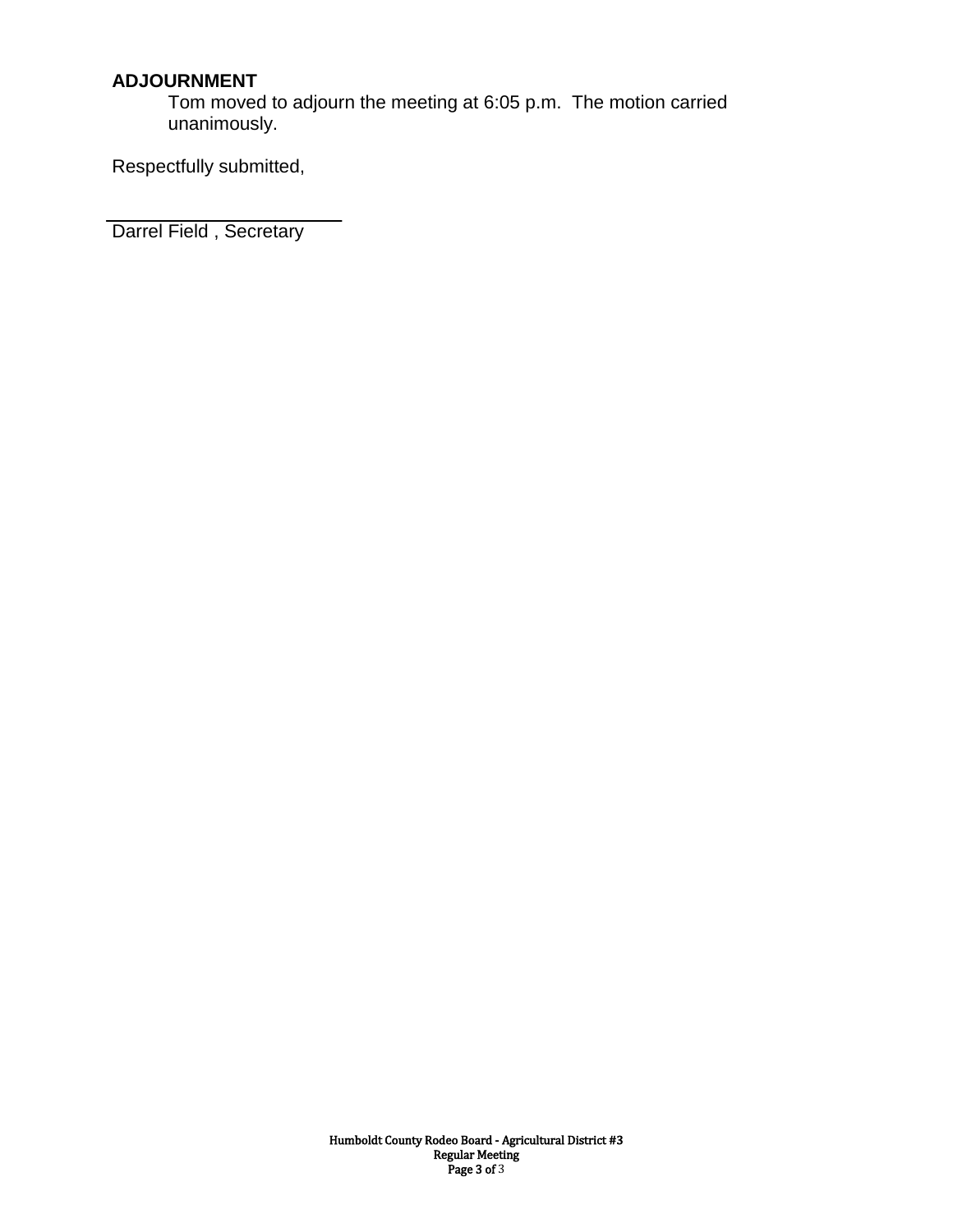**ADJOURNMENT**

Tom moved to adjourn the meeting at 6:05 p.m. The motion carried unanimously.

Respectfully submitted,

\_\_\_\_\_\_\_\_\_\_\_\_\_\_\_\_\_\_\_\_\_\_\_\_

Darrel Field , Secretary